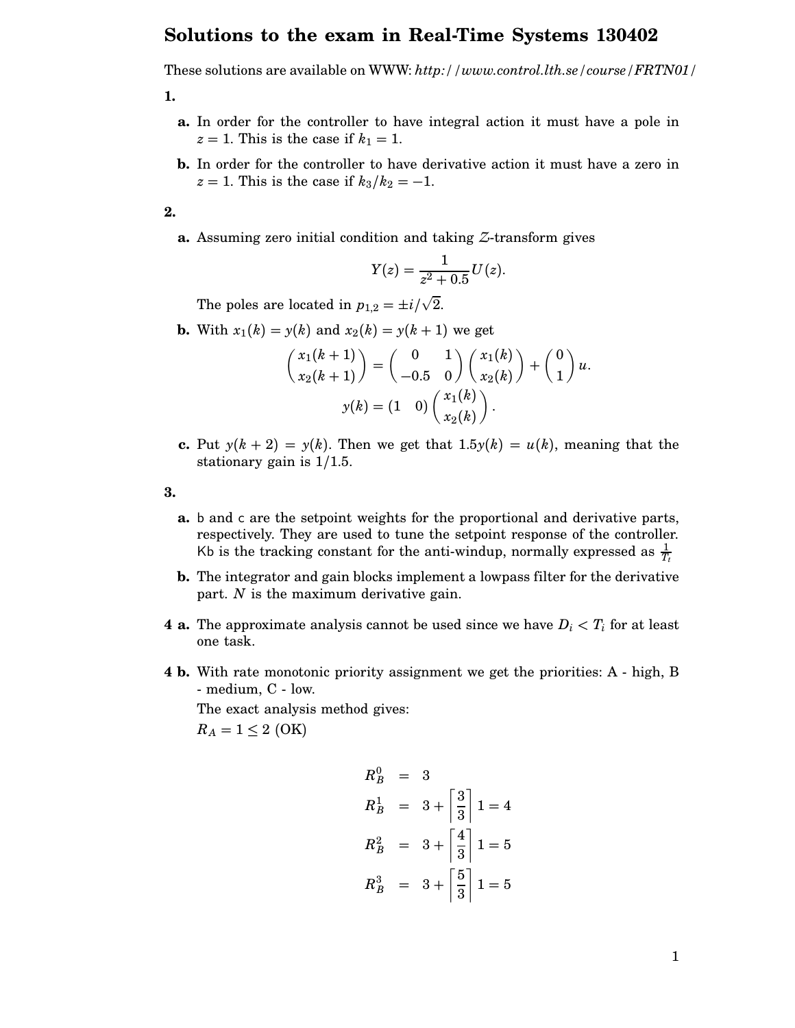# Solutions to the exam in Real-Time Systems 130402

These solutions are available on WWW: *http://www.control.lth.se/course/FRTN01/*

**1.**

**a.** In order for the controller to have integral action it must have a pole in $z = 1$. This is the case if $k_1 = 1$.

**b.** In order for the controller to have derivative action it must have a zero in $z = 1$. This is the case if $k_3/k_2 = -1$.

**2.**

**a.** Assuming zero initial condition and taking $\mathcal{Z}$-transform gives

$$Y(z) = \frac{1}{z^2 + 0.5} U(z).$$

The poles are located in $p_{1,2} = \pm i/\sqrt{2}$.

**b.** With $x_1(k) = y(k)$ and $x_2(k) = y(k+1)$ we get

$$\begin{pmatrix} x_1(k+1) \\ x_2(k+1) \end{pmatrix} = \begin{pmatrix} 0 & 1 \\ -0.5 & 0 \end{pmatrix} \begin{pmatrix} x_1(k) \\ x_2(k) \end{pmatrix} + \begin{pmatrix} 0 \\ 1 \end{pmatrix} u.$$

$$y(k) = \begin{pmatrix} 1 & 0 \end{pmatrix} \begin{pmatrix} x_1(k) \\ x_2(k) \end{pmatrix}.$$

**c.** Put $y(k+2) = y(k)$. Then we get that $1.5y(k) = u(k)$, meaning that the stationary gain is $1/1.5$.

**3.**

**a.** b and c are the setpoint weights for the proportional and derivative parts, respectively. They are used to tune the setpoint response of the controller. Kb is the tracking constant for the anti-windup, normally expressed as $\frac{1}{T_t}$

**b.** The integrator and gain blocks implement a lowpass filter for the derivative part. $N$ is the maximum derivative gain.

**4 a.** The approximate analysis cannot be used since we have $D_i < T_i$ for at least one task.

**4 b.** With rate monotonic priority assignment we get the priorities: A - high, B - medium, C - low.

The exact analysis method gives:

$R_A = 1 \leq 2$ (OK)

$$\begin{aligned}
R_B^0 &= 3 \\
R_B^1 &= 3 + \left\lceil \frac{3}{3} \right\rceil 1 = 4 \\
R_B^2 &= 3 + \left\lceil \frac{4}{3} \right\rceil 1 = 5 \\
R_B^3 &= 3 + \left\lceil \frac{5}{3} \right\rceil 1 = 5
\end{aligned}$$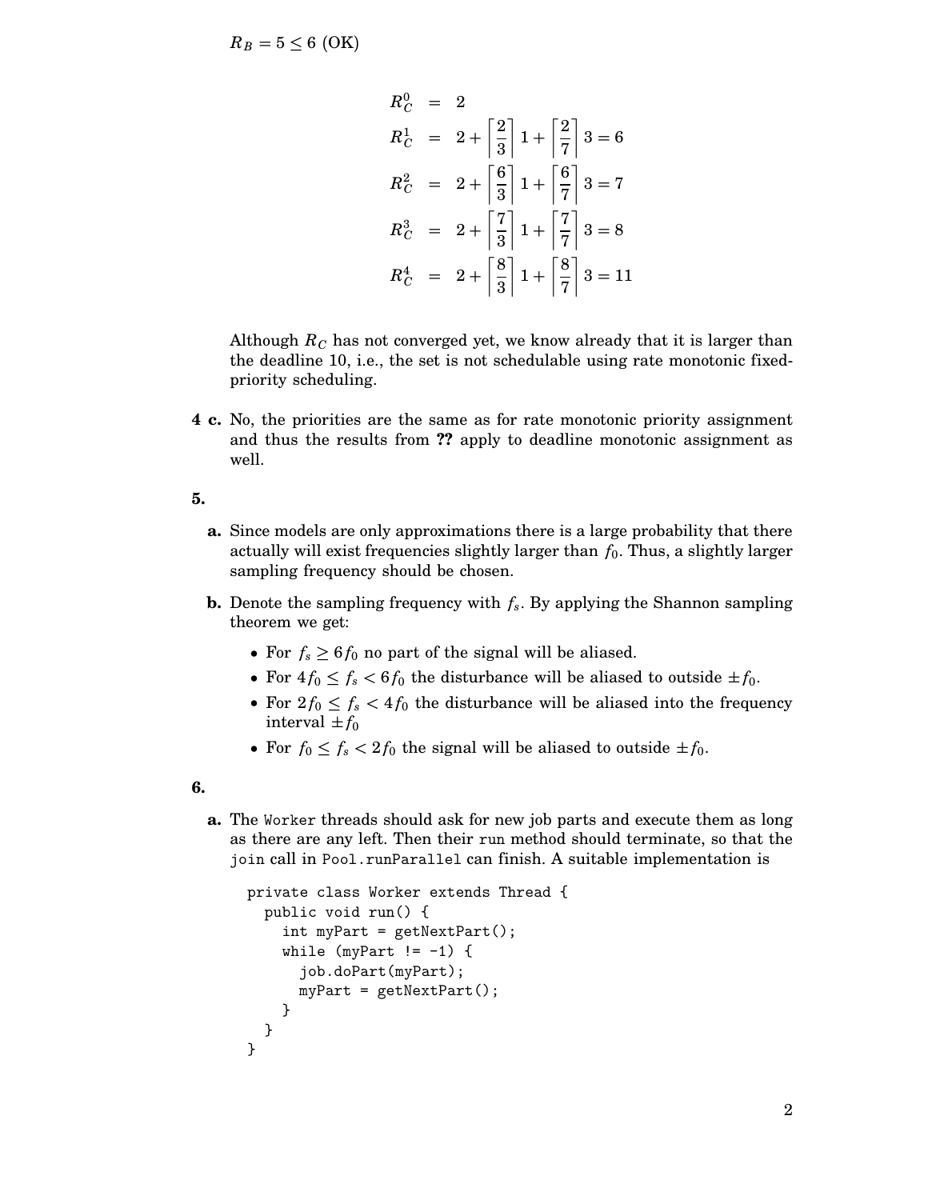$R_B = 5 \leq 6$ (OK)

$$
\begin{aligned}
R_C^0 &= 2 \\
R_C^1 &= 2 + \left\lceil \frac{2}{3} \right\rceil 1 + \left\lceil \frac{2}{7} \right\rceil 3 = 6 \\
R_C^2 &= 2 + \left\lceil \frac{6}{3} \right\rceil 1 + \left\lceil \frac{6}{7} \right\rceil 3 = 7 \\
R_C^3 &= 2 + \left\lceil \frac{7}{3} \right\rceil 1 + \left\lceil \frac{7}{7} \right\rceil 3 = 8 \\
R_C^4 &= 2 + \left\lceil \frac{8}{3} \right\rceil 1 + \left\lceil \frac{8}{7} \right\rceil 3 = 11
\end{aligned}
$$

Although $R_C$ has not converged yet, we know already that it is larger than the deadline 10, i.e., the set is not schedulable using rate monotonic fixed-priority scheduling.

**4 c.** No, the priorities are the same as for rate monotonic priority assignment and thus the results from **??** apply to deadline monotonic assignment as well.

**5.**

**a.** Since models are only approximations there is a large probability that there actually will exist frequencies slightly larger than $f_0$. Thus, a slightly larger sampling frequency should be chosen.

**b.** Denote the sampling frequency with $f_s$. By applying the Shannon sampling theorem we get:

- For $f_s \geq 6f_0$ no part of the signal will be aliased.
- For $4f_0 \leq f_s < 6f_0$ the disturbance will be aliased to outside $\pm f_0$.
- For $2f_0 \leq f_s < 4f_0$ the disturbance will be aliased into the frequency interval $\pm f_0$
- For $f_0 \leq f_s < 2f_0$ the signal will be aliased to outside $\pm f_0$.

**6.**

**a.** The `Worker` threads should ask for new job parts and execute them as long as there are any left. Then their `run` method should terminate, so that the `join` call in `Pool.runParallel` can finish. A suitable implementation is

```
private class Worker extends Thread {
  public void run() {
    int myPart = getNextPart();
    while (myPart != -1) {
      job.doPart(myPart);
      myPart = getNextPart();
    }
  }
}
```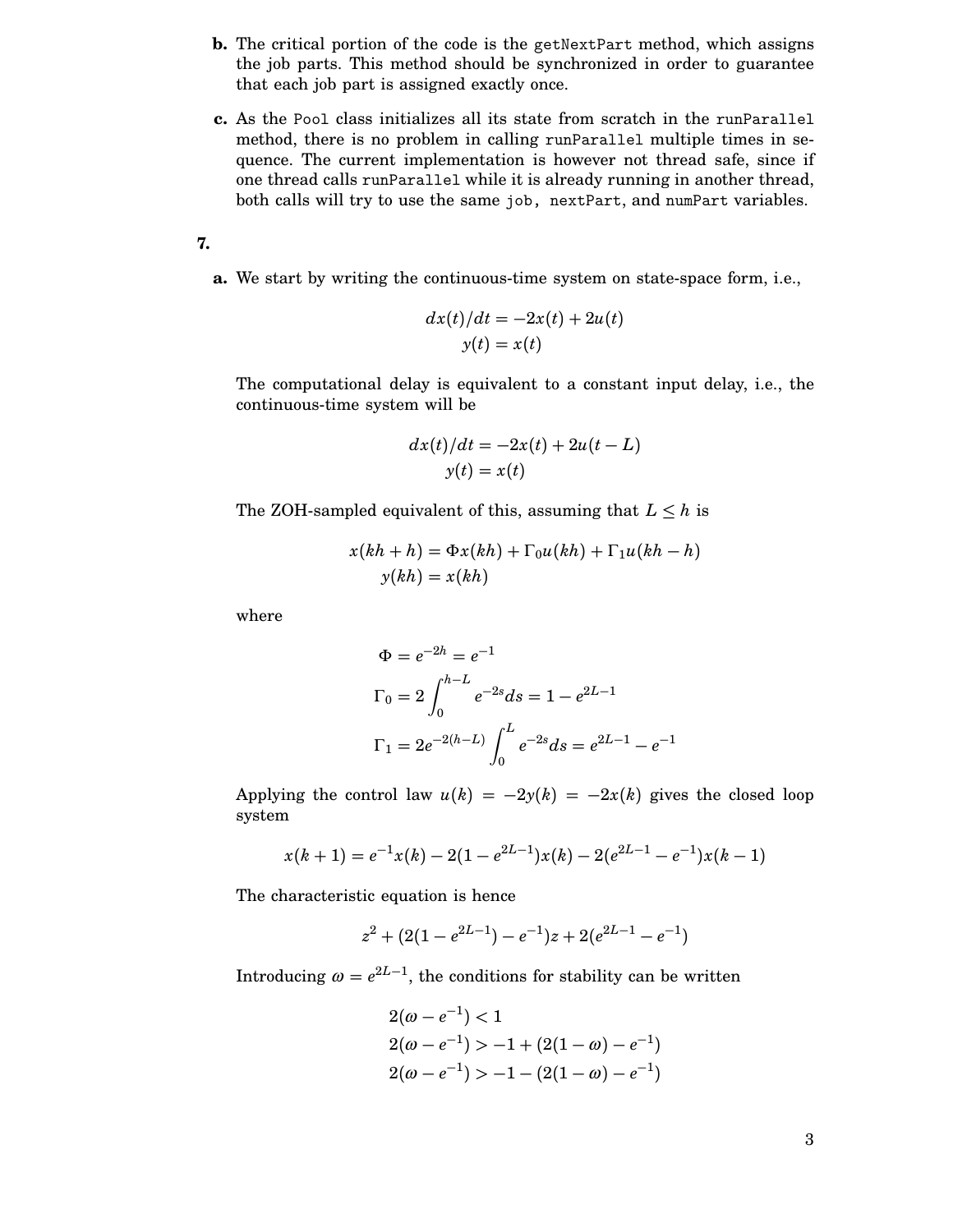**b.** The critical portion of the code is the `getNextPart` method, which assigns the job parts. This method should be synchronized in order to guarantee that each job part is assigned exactly once.

**c.** As the `Pool` class initializes all its state from scratch in the `runParallel` method, there is no problem in calling `runParallel` multiple times in sequence. The current implementation is however not thread safe, since if one thread calls `runParallel` while it is already running in another thread, both calls will try to use the same `job`, `nextPart`, and `numPart` variables.

**7.**

**a.** We start by writing the continuous-time system on state-space form, i.e.,

$$
\begin{aligned}
dx(t)/dt &= -2x(t) + 2u(t) \\
y(t) &= x(t)
\end{aligned}
$$

The computational delay is equivalent to a constant input delay, i.e., the continuous-time system will be

$$
\begin{aligned}
dx(t)/dt &= -2x(t) + 2u(t - L) \\
y(t) &= x(t)
\end{aligned}
$$

The ZOH-sampled equivalent of this, assuming that $L \leq h$ is

$$
\begin{aligned}
x(kh + h) &= \Phi x(kh) + \Gamma_0 u(kh) + \Gamma_1 u(kh - h) \\
y(kh) &= x(kh)
\end{aligned}
$$

where

$$
\begin{aligned}
\Phi &= e^{-2h} = e^{-1} \\
\Gamma_0 &= 2\int_0^{h-L} e^{-2s} ds = 1 - e^{2L-1} \\
\Gamma_1 &= 2e^{-2(h-L)} \int_0^{L} e^{-2s} ds = e^{2L-1} - e^{-1}
\end{aligned}
$$

Applying the control law $u(k) = -2y(k) = -2x(k)$ gives the closed loop system

$$
x(k+1) = e^{-1}x(k) - 2(1 - e^{2L-1})x(k) - 2(e^{2L-1} - e^{-1})x(k-1)
$$

The characteristic equation is hence

$$
z^2 + (2(1 - e^{2L-1}) - e^{-1})z + 2(e^{2L-1} - e^{-1})
$$

Introducing $\omega = e^{2L-1}$, the conditions for stability can be written

$$
\begin{aligned}
2(\omega - e^{-1}) &< 1 \\
2(\omega - e^{-1}) &> -1 + (2(1 - \omega) - e^{-1}) \\
2(\omega - e^{-1}) &> -1 - (2(1 - \omega) - e^{-1})
\end{aligned}
$$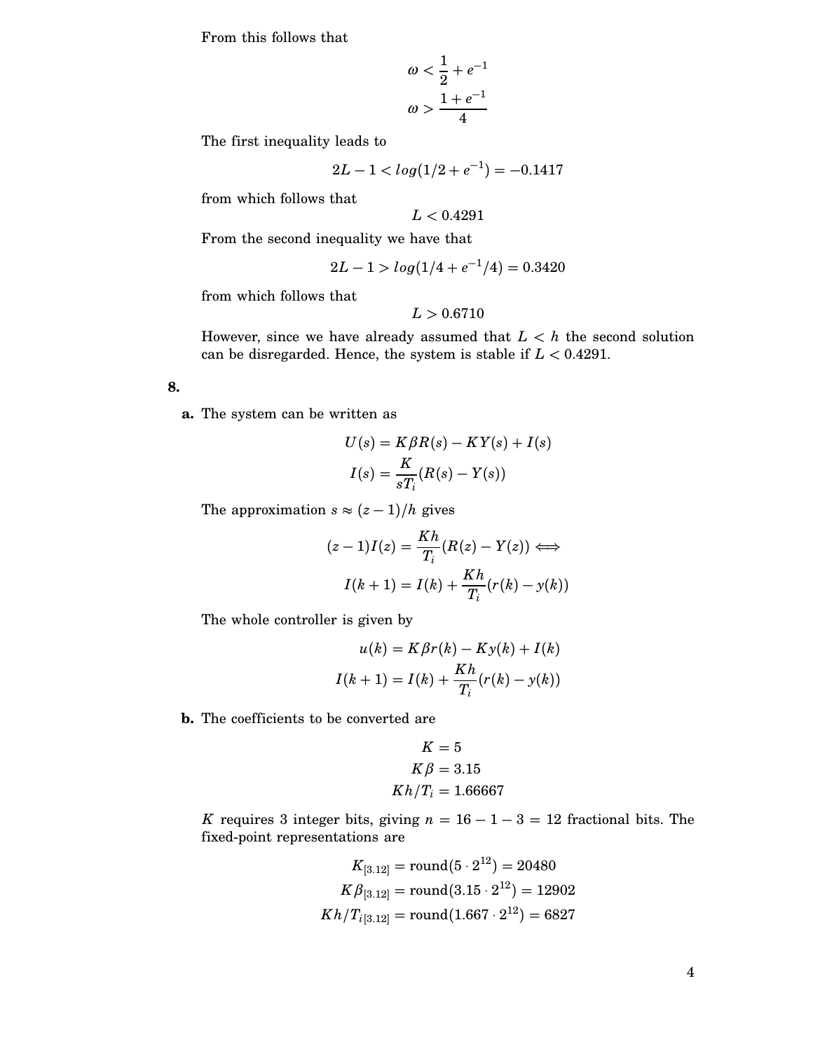From this follows that

$$\omega < \frac{1}{2} + e^{-1}$$
$$\omega > \frac{1 + e^{-1}}{4}$$

The first inequality leads to

$$2L - 1 < log(1/2 + e^{-1}) = -0.1417$$

from which follows that

$$L < 0.4291$$

From the second inequality we have that

$$2L - 1 > log(1/4 + e^{-1}/4) = 0.3420$$

from which follows that

$$L > 0.6710$$

However, since we have already assumed that $L < h$ the second solution can be disregarded. Hence, the system is stable if $L < 0.4291$.

**8.**

**a.** The system can be written as

$$U(s) = K\beta R(s) - KY(s) + I(s)$$
$$I(s) = \frac{K}{sT_i}(R(s) - Y(s))$$

The approximation $s \approx (z-1)/h$ gives

$$(z-1)I(z) = \frac{Kh}{T_i}(R(z) - Y(z)) \iff$$
$$I(k+1) = I(k) + \frac{Kh}{T_i}(r(k) - y(k))$$

The whole controller is given by

$$u(k) = K\beta r(k) - Ky(k) + I(k)$$
$$I(k+1) = I(k) + \frac{Kh}{T_i}(r(k) - y(k))$$

**b.** The coefficients to be converted are

$$K = 5$$
$$K\beta = 3.15$$
$$Kh/T_i = 1.66667$$

$K$ requires 3 integer bits, giving $n = 16 - 1 - 3 = 12$ fractional bits. The fixed-point representations are

$$K_{[3.12]} = \text{round}(5 \cdot 2^{12}) = 20480$$
$$K\beta_{[3.12]} = \text{round}(3.15 \cdot 2^{12}) = 12902$$
$$Kh/T_{i[3.12]} = \text{round}(1.667 \cdot 2^{12}) = 6827$$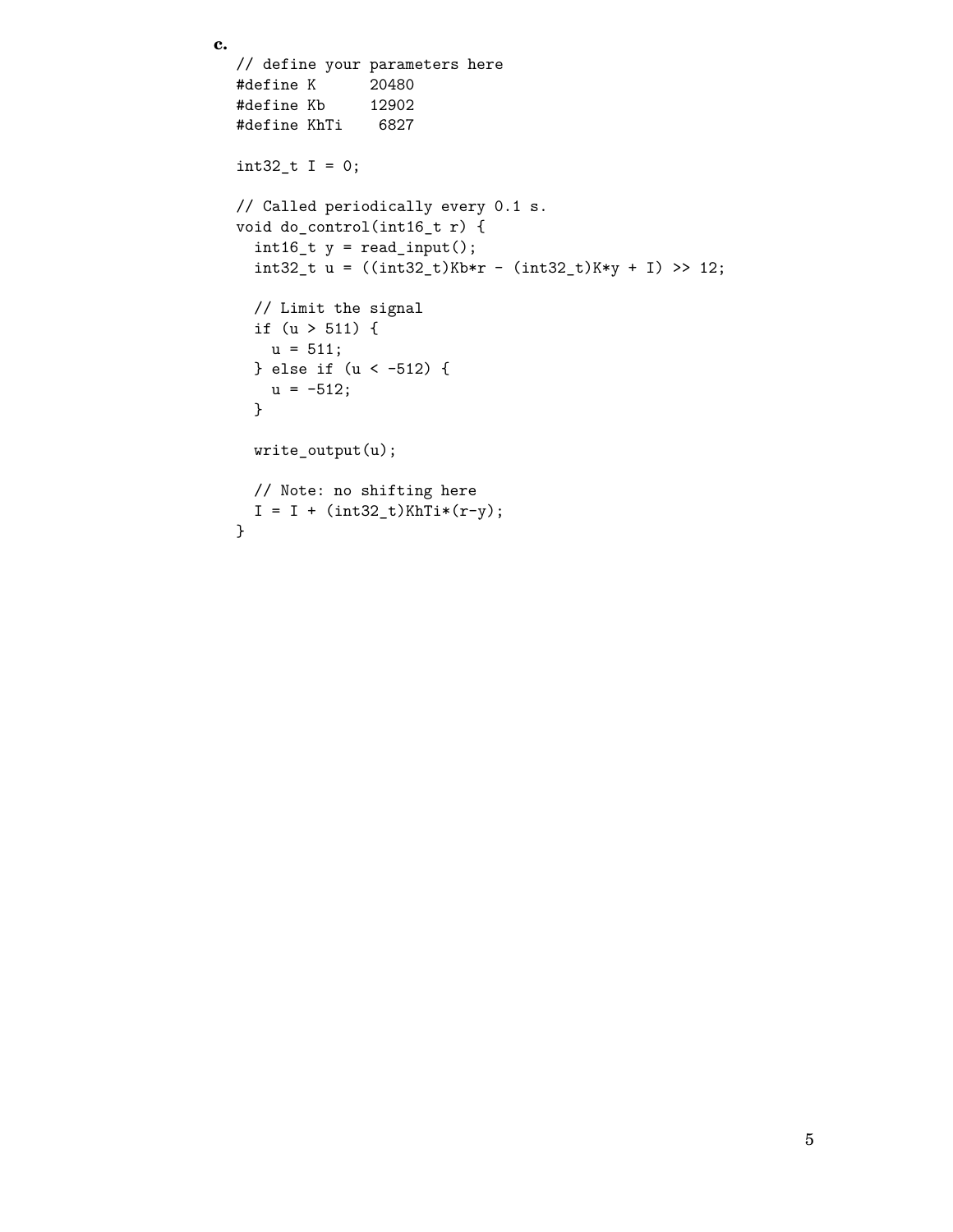**c.**

```
// define your parameters here
#define K      20480
#define Kb     12902
#define KhTi    6827

int32_t I = 0;

// Called periodically every 0.1 s.
void do_control(int16_t r) {
  int16_t y = read_input();
  int32_t u = ((int32_t)Kb*r - (int32_t)K*y + I) >> 12;

  // Limit the signal
  if (u > 511) {
    u = 511;
  } else if (u < -512) {
    u = -512;
  }

  write_output(u);

  // Note: no shifting here
  I = I + (int32_t)KhTi*(r-y);
}
```